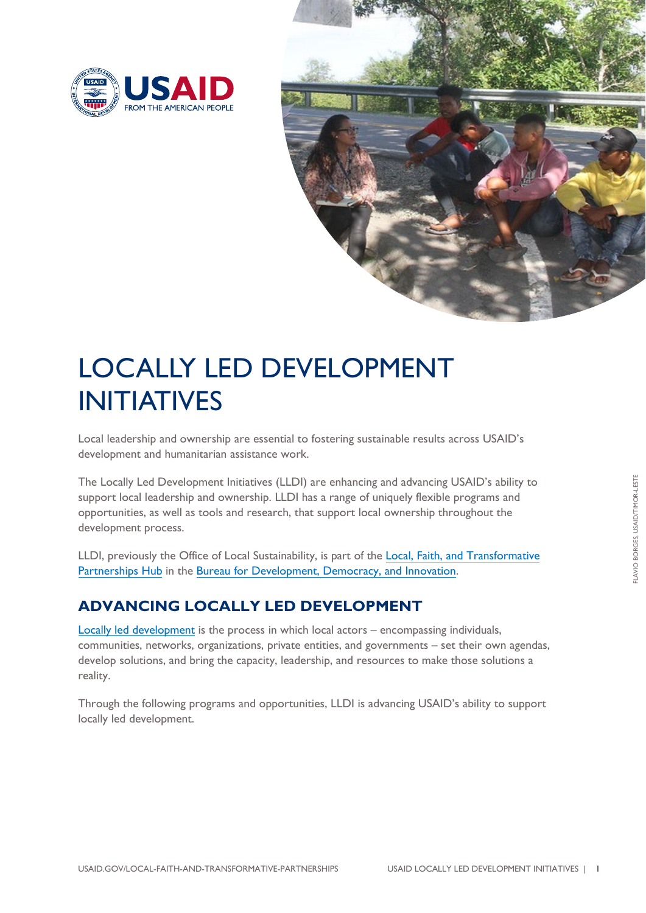# LOCALLY LED DEVELOPMENT INITIATIVES

Local leadership and ownership are essential to fostering sustainable results across USAID's development and humanitarian assistance work.

The Locally Led Development Initiatives (LLDI) are enhancing and advancing USAID's ability to support local leadership and ownership. LLDI has a range of uniquely flexible programs and opportunities, as well as tools and research, that support local ownership throughout the development process.

LLDI, previously the Office of Local Sustainability, is part of the Local, Faith, and Transformative Partnerships Hub in the Bureau for Development, Democracy, and Innovation.

## ADVANCING LOCALLY LED DEVELOPMENT

Locally led development is the process in which local actors – encompassing individuals, communities, networks, organizations, private entities, and governments – set their own agendas, develop solutions, and bring the capacity, leadership, and resources to make those solutions a reality.

Through the following programs and opportunities, LLDI is advancing USAID's ability to support locally led development.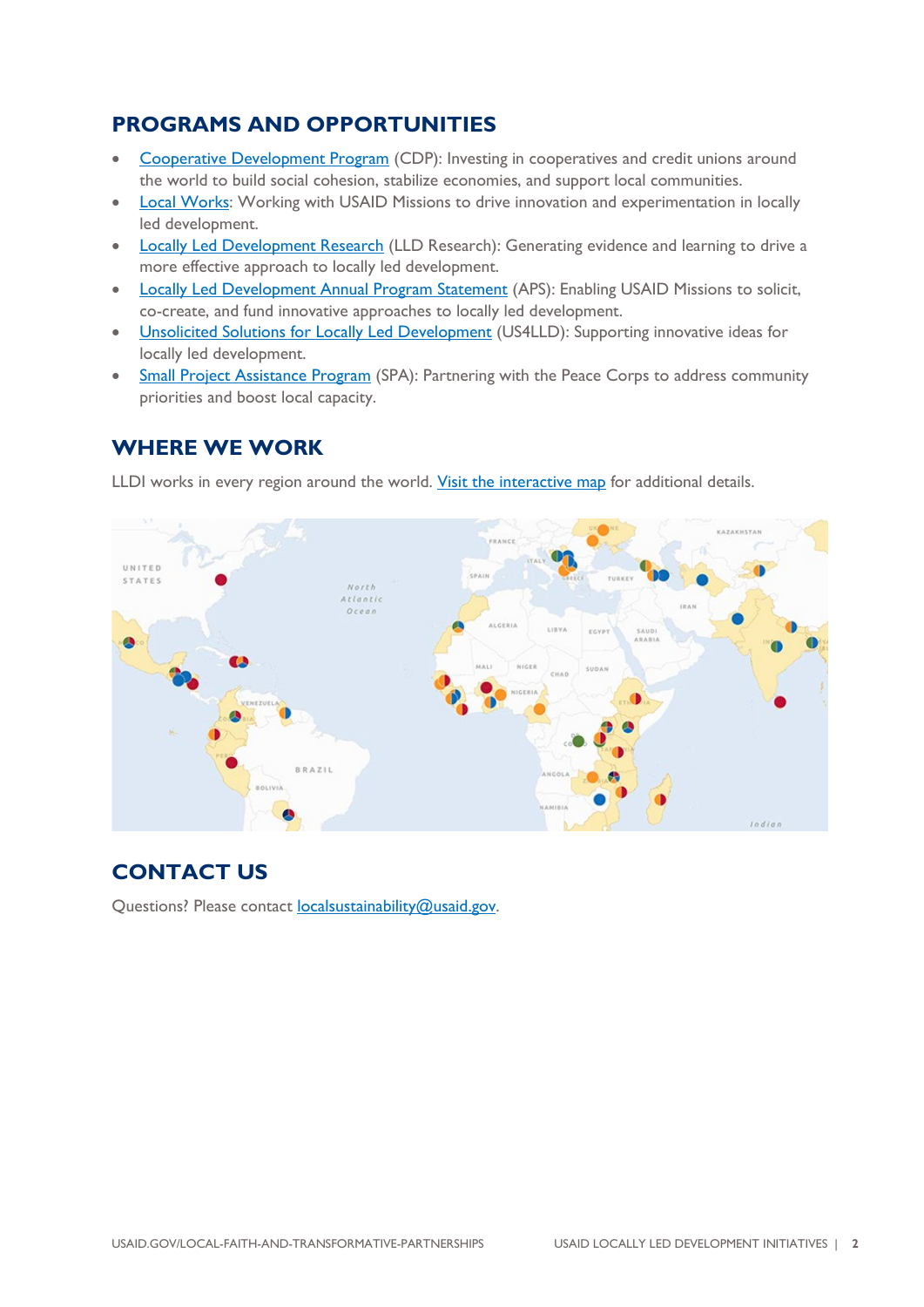## PROGRAMS AND OPPORTUNITIES

- Cooperative Development Program (CDP): Investing in cooperatives and credit unions around the world to build social cohesion, stabilize economies, and support local communities.
- Local Works: Working with USAID Missions to drive innovation and experimentation in locally led development.
- Locally Led Development Research (LLD Research): Generating evidence and learning to drive a more effective approach to locally led development.
- Locally Led Development Annual Program Statement (APS): Enabling USAID Missions to solicit, co-create, and fund innovative approaches to locally led development.
- Unsolicited Solutions for Locally Led Development (US4LLD): Supporting innovative ideas for locally led development.
- Small Project Assistance Program (SPA): Partnering with the Peace Corps to address community priorities and boost local capacity.

## WHERE WE WORK

LLDI works in every region around the world. Visit the interactive map for additional details.

## CONTACT US

Questions? Please contact localsustainability@usaid.gov.